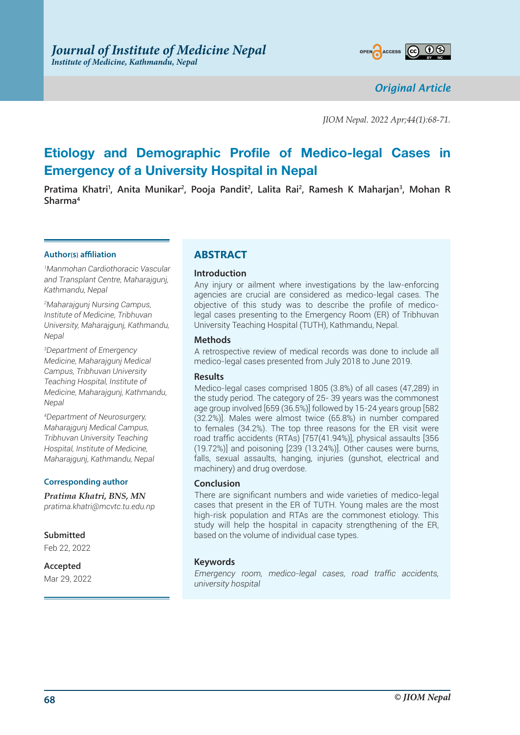Original Article

# Etiology and Demographic Profile of Medico-legal Cases in Emergency of a University Hospital in Nepal

**Pratima Khatri[1], Anita Munikar[2], Pooja Pandit[2], Lalita Rai[2], Ramesh K Maharjan[3], Mohan R Sharma[4]**

**Author(s) affiliation**

[1]*Manmohan Cardiothoracic Vascular and Transplant Centre, Maharajgunj, Kathmandu, Nepal*

[2]*Maharajgunj Nursing Campus, Institute of Medicine, Tribhuvan University, Maharajgunj, Kathmandu, Nepal*

[3]*Department of Emergency Medicine, Maharajgunj Medical Campus, Tribhuvan University Teaching Hospital, Institute of Medicine, Maharajgunj, Kathmandu, Nepal*

[4]*Department of Neurosurgery, Maharajgunj Medical Campus, Tribhuvan University Teaching Hospital, Institute of Medicine, Maharajgunj, Kathmandu, Nepal*

**Corresponding author**

*Pratima Khatri, BNS, MN*
*pratima.khatri@mcvtc.tu.edu.np*

**Submitted**
Feb 22, 2022

**Accepted**
Mar 29, 2022

## ABSTRACT

### Introduction

Any injury or ailment where investigations by the law-enforcing agencies are crucial are considered as medico-legal cases. The objective of this study was to describe the profile of medico-legal cases presenting to the Emergency Room (ER) of Tribhuvan University Teaching Hospital (TUTH), Kathmandu, Nepal.

### Methods

A retrospective review of medical records was done to include all medico-legal cases presented from July 2018 to June 2019.

### Results

Medico-legal cases comprised 1805 (3.8%) of all cases (47,289) in the study period. The category of 25- 39 years was the commonest age group involved [659 (36.5%)] followed by 15-24 years group [582 (32.2%)]. Males were almost twice (65.8%) in number compared to females (34.2%). The top three reasons for the ER visit were road traffic accidents (RTAs) [757(41.94%)], physical assaults [356 (19.72%)] and poisoning [239 (13.24%)]. Other causes were burns, falls, sexual assaults, hanging, injuries (gunshot, electrical and machinery) and drug overdose.

### Conclusion

There are significant numbers and wide varieties of medico-legal cases that present in the ER of TUTH. Young males are the most high-risk population and RTAs are the commonest etiology. This study will help the hospital in capacity strengthening of the ER, based on the volume of individual case types.

### Keywords

*Emergency room, medico-legal cases, road traffic accidents, university hospital*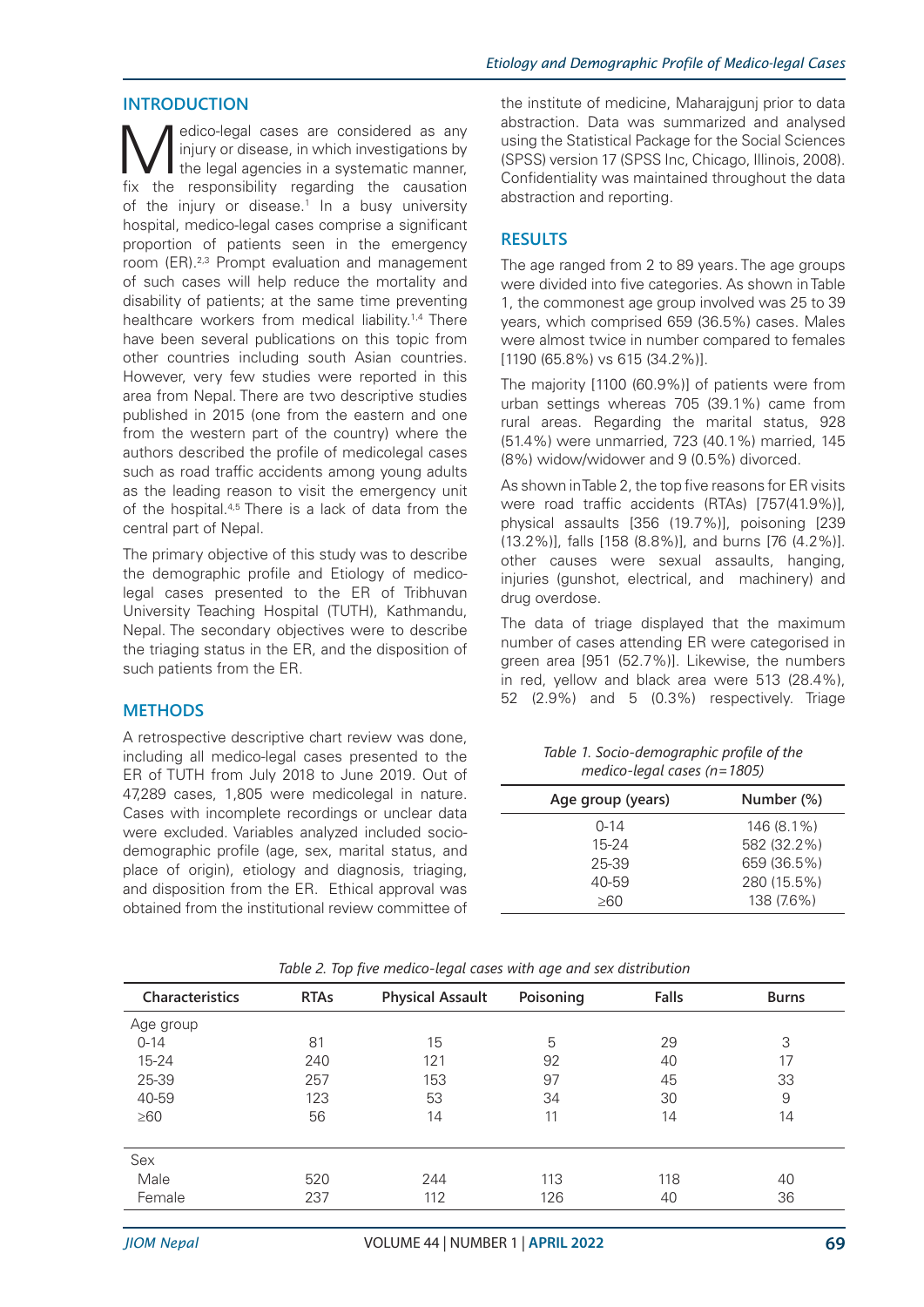## INTRODUCTION

Medico-legal cases are considered as any injury or disease, in which investigations by the legal agencies in a systematic manner, fix the responsibility regarding the causation of the injury or disease.[1] In a busy university hospital, medico-legal cases comprise a significant proportion of patients seen in the emergency room (ER).[2,3] Prompt evaluation and management of such cases will help reduce the mortality and disability of patients; at the same time preventing healthcare workers from medical liability.[1,4] There have been several publications on this topic from other countries including south Asian countries. However, very few studies were reported in this area from Nepal. There are two descriptive studies published in 2015 (one from the eastern and one from the western part of the country) where the authors described the profile of medicolegal cases such as road traffic accidents among young adults as the leading reason to visit the emergency unit of the hospital.[4,5] There is a lack of data from the central part of Nepal.

The primary objective of this study was to describe the demographic profile and Etiology of medico-legal cases presented to the ER of Tribhuvan University Teaching Hospital (TUTH), Kathmandu, Nepal. The secondary objectives were to describe the triaging status in the ER, and the disposition of such patients from the ER.

## METHODS

A retrospective descriptive chart review was done, including all medico-legal cases presented to the ER of TUTH from July 2018 to June 2019. Out of 47,289 cases, 1,805 were medicolegal in nature. Cases with incomplete recordings or unclear data were excluded. Variables analyzed included socio-demographic profile (age, sex, marital status, and place of origin), etiology and diagnosis, triaging, and disposition from the ER. Ethical approval was obtained from the institutional review committee of the institute of medicine, Maharajgunj prior to data abstraction. Data was summarized and analysed using the Statistical Package for the Social Sciences (SPSS) version 17 (SPSS Inc, Chicago, Illinois, 2008). Confidentiality was maintained throughout the data abstraction and reporting.

## RESULTS

The age ranged from 2 to 89 years. The age groups were divided into five categories. As shown in Table 1, the commonest age group involved was 25 to 39 years, which comprised 659 (36.5%) cases. Males were almost twice in number compared to females [1190 (65.8%) vs 615 (34.2%)].

The majority [1100 (60.9%)] of patients were from urban settings whereas 705 (39.1%) came from rural areas. Regarding the marital status, 928 (51.4%) were unmarried, 723 (40.1%) married, 145 (8%) widow/widower and 9 (0.5%) divorced.

As shown in Table 2, the top five reasons for ER visits were road traffic accidents (RTAs) [757(41.9%)], physical assaults [356 (19.7%)], poisoning [239 (13.2%)], falls [158 (8.8%)], and burns [76 (4.2%)]. other causes were sexual assaults, hanging, injuries (gunshot, electrical, and machinery) and drug overdose.

The data of triage displayed that the maximum number of cases attending ER were categorised in green area [951 (52.7%)]. Likewise, the numbers in red, yellow and black area were 513 (28.4%), 52 (2.9%) and 5 (0.3%) respectively. Triage

*Table 1. Socio-demographic profile of the medico-legal cases (n=1805)*

| Age group (years) | Number (%) |
|---|---|
| 0-14 | 146 (8.1%) |
| 15-24 | 582 (32.2%) |
| 25-39 | 659 (36.5%) |
| 40-59 | 280 (15.5%) |
| ≥60 | 138 (7.6%) |

*Table 2. Top five medico-legal cases with age and sex distribution*

| Characteristics | RTAs | Physical Assault | Poisoning | Falls | Burns |
|---|---|---|---|---|---|
| Age group | | | | | |
| 0-14 | 81 | 15 | 5 | 29 | 3 |
| 15-24 | 240 | 121 | 92 | 40 | 17 |
| 25-39 | 257 | 153 | 97 | 45 | 33 |
| 40-59 | 123 | 53 | 34 | 30 | 9 |
| ≥60 | 56 | 14 | 11 | 14 | 14 |
| Sex | | | | | |
| Male | 520 | 244 | 113 | 118 | 40 |
| Female | 237 | 112 | 126 | 40 | 36 |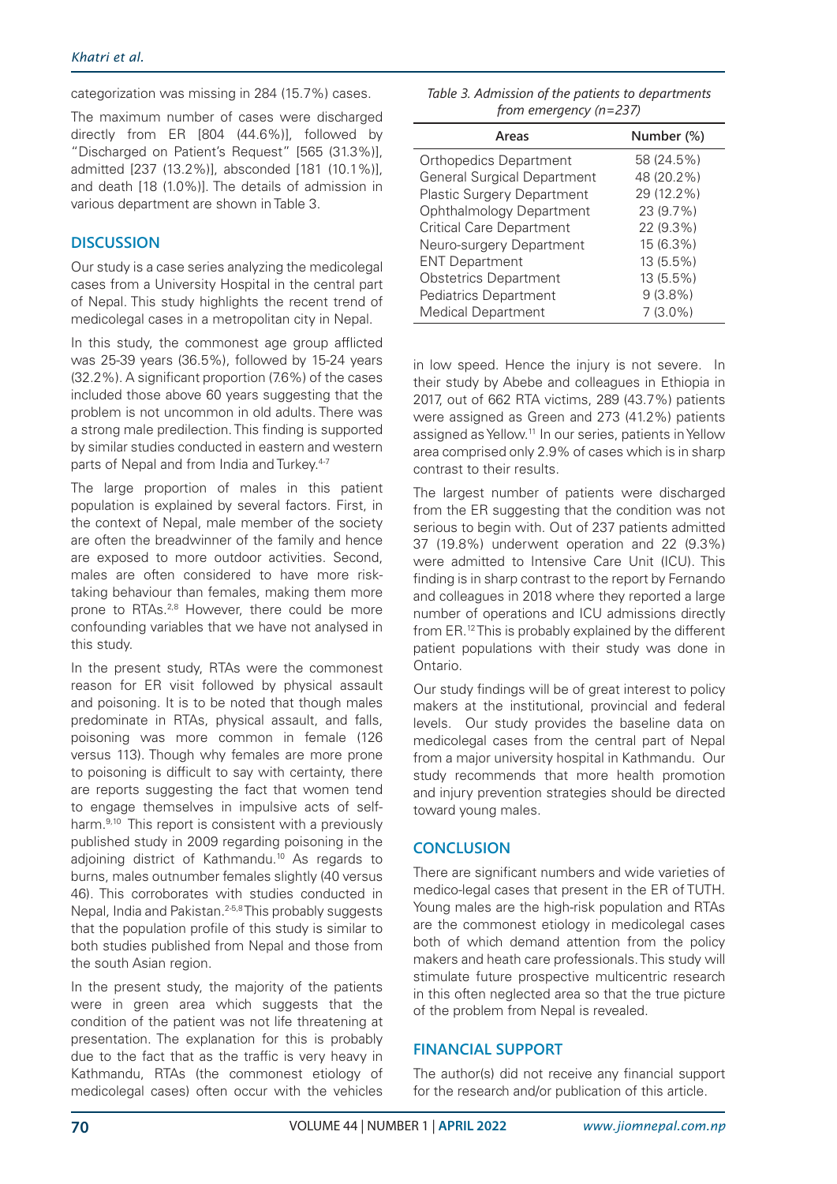categorization was missing in 284 (15.7%) cases.

The maximum number of cases were discharged directly from ER [804 (44.6%)], followed by "Discharged on Patient's Request" [565 (31.3%)], admitted [237 (13.2%)], absconded [181 (10.1%)], and death [18 (1.0%)]. The details of admission in various department are shown in Table 3.

*Table 3. Admission of the patients to departments from emergency (n=237)*

| Areas | Number (%) |
|---|---|
| Orthopedics Department | 58 (24.5%) |
| General Surgical Department | 48 (20.2%) |
| Plastic Surgery Department | 29 (12.2%) |
| Ophthalmology Department | 23 (9.7%) |
| Critical Care Department | 22 (9.3%) |
| Neuro-surgery Department | 15 (6.3%) |
| ENT Department | 13 (5.5%) |
| Obstetrics Department | 13 (5.5%) |
| Pediatrics Department | 9 (3.8%) |
| Medical Department | 7 (3.0%) |

## DISCUSSION

Our study is a case series analyzing the medicolegal cases from a University Hospital in the central part of Nepal. This study highlights the recent trend of medicolegal cases in a metropolitan city in Nepal.

In this study, the commonest age group afflicted was 25-39 years (36.5%), followed by 15-24 years (32.2%). A significant proportion (7.6%) of the cases included those above 60 years suggesting that the problem is not uncommon in old adults. There was a strong male predilection. This finding is supported by similar studies conducted in eastern and western parts of Nepal and from India and Turkey.[4-7]

The large proportion of males in this patient population is explained by several factors. First, in the context of Nepal, male member of the society are often the breadwinner of the family and hence are exposed to more outdoor activities. Second, males are often considered to have more risk-taking behaviour than females, making them more prone to RTAs.[2,8] However, there could be more confounding variables that we have not analysed in this study.

In the present study, RTAs were the commonest reason for ER visit followed by physical assault and poisoning. It is to be noted that though males predominate in RTAs, physical assault, and falls, poisoning was more common in female (126 versus 113). Though why females are more prone to poisoning is difficult to say with certainty, there are reports suggesting the fact that women tend to engage themselves in impulsive acts of self-harm.[9,10] This report is consistent with a previously published study in 2009 regarding poisoning in the adjoining district of Kathmandu.[10] As regards to burns, males outnumber females slightly (40 versus 46). This corroborates with studies conducted in Nepal, India and Pakistan.[2-5,8] This probably suggests that the population profile of this study is similar to both studies published from Nepal and those from the south Asian region.

In the present study, the majority of the patients were in green area which suggests that the condition of the patient was not life threatening at presentation. The explanation for this is probably due to the fact that as the traffic is very heavy in Kathmandu, RTAs (the commonest etiology of medicolegal cases) often occur with the vehicles in low speed. Hence the injury is not severe. In their study by Abebe and colleagues in Ethiopia in 2017, out of 662 RTA victims, 289 (43.7%) patients were assigned as Green and 273 (41.2%) patients assigned as Yellow.[11] In our series, patients in Yellow area comprised only 2.9% of cases which is in sharp contrast to their results.

The largest number of patients were discharged from the ER suggesting that the condition was not serious to begin with. Out of 237 patients admitted 37 (19.8%) underwent operation and 22 (9.3%) were admitted to Intensive Care Unit (ICU). This finding is in sharp contrast to the report by Fernando and colleagues in 2018 where they reported a large number of operations and ICU admissions directly from ER.[12] This is probably explained by the different patient populations with their study was done in Ontario.

Our study findings will be of great interest to policy makers at the institutional, provincial and federal levels. Our study provides the baseline data on medicolegal cases from the central part of Nepal from a major university hospital in Kathmandu. Our study recommends that more health promotion and injury prevention strategies should be directed toward young males.

## CONCLUSION

There are significant numbers and wide varieties of medico-legal cases that present in the ER of TUTH. Young males are the high-risk population and RTAs are the commonest etiology in medicolegal cases both of which demand attention from the policy makers and heath care professionals. This study will stimulate future prospective multicentric research in this often neglected area so that the true picture of the problem from Nepal is revealed.

## FINANCIAL SUPPORT

The author(s) did not receive any financial support for the research and/or publication of this article.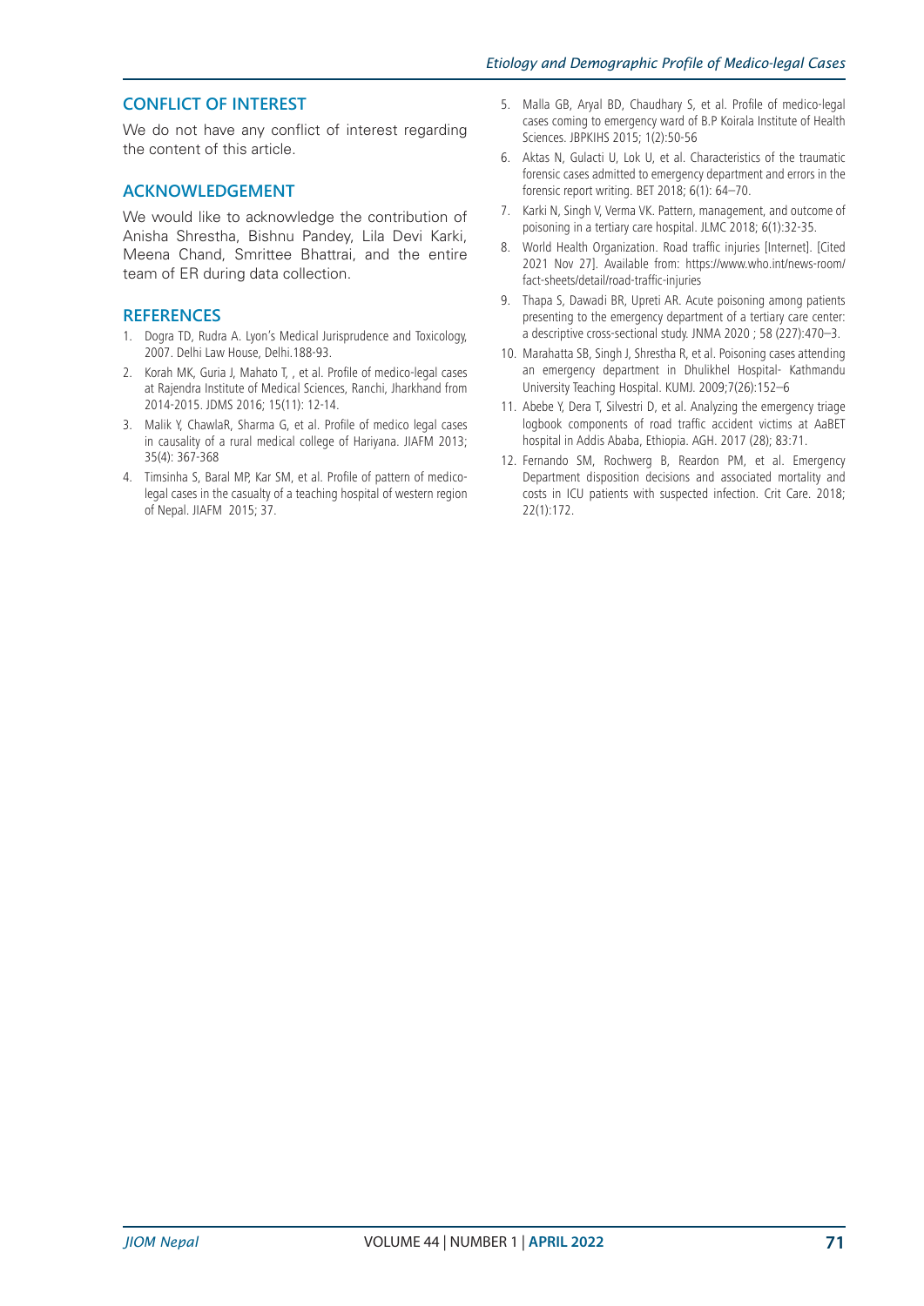## CONFLICT OF INTEREST

We do not have any conflict of interest regarding the content of this article.

## ACKNOWLEDGEMENT

We would like to acknowledge the contribution of Anisha Shrestha, Bishnu Pandey, Lila Devi Karki, Meena Chand, Smrittee Bhattrai, and the entire team of ER during data collection.

## REFERENCES

1. Dogra TD, Rudra A. Lyon's Medical Jurisprudence and Toxicology, 2007. Delhi Law House, Delhi.188-93.
2. Korah MK, Guria J, Mahato T, , et al. Profile of medico-legal cases at Rajendra Institute of Medical Sciences, Ranchi, Jharkhand from 2014-2015. JDMS 2016; 15(11): 12-14.
3. Malik Y, ChawlaR, Sharma G, et al. Profile of medico legal cases in causality of a rural medical college of Hariyana. JIAFM 2013; 35(4): 367-368
4. Timsinha S, Baral MP, Kar SM, et al. Profile of pattern of medico-legal cases in the casualty of a teaching hospital of western region of Nepal. JIAFM 2015; 37.
5. Malla GB, Aryal BD, Chaudhary S, et al. Profile of medico-legal cases coming to emergency ward of B.P Koirala Institute of Health Sciences. JBPKIHS 2015; 1(2):50-56
6. Aktas N, Gulacti U, Lok U, et al. Characteristics of the traumatic forensic cases admitted to emergency department and errors in the forensic report writing. BET 2018; 6(1): 64–70.
7. Karki N, Singh V, Verma VK. Pattern, management, and outcome of poisoning in a tertiary care hospital. JLMC 2018; 6(1):32-35.
8. World Health Organization. Road traffic injuries [Internet]. [Cited 2021 Nov 27]. Available from: https://www.who.int/news-room/fact-sheets/detail/road-traffic-injuries
9. Thapa S, Dawadi BR, Upreti AR. Acute poisoning among patients presenting to the emergency department of a tertiary care center: a descriptive cross-sectional study. JNMA 2020 ; 58 (227):470–3.
10. Marahatta SB, Singh J, Shrestha R, et al. Poisoning cases attending an emergency department in Dhulikhel Hospital- Kathmandu University Teaching Hospital. KUMJ. 2009;7(26):152–6
11. Abebe Y, Dera T, Silvestri D, et al. Analyzing the emergency triage logbook components of road traffic accident victims at AaBET hospital in Addis Ababa, Ethiopia. AGH. 2017 (28); 83:71.
12. Fernando SM, Rochwerg B, Reardon PM, et al. Emergency Department disposition decisions and associated mortality and costs in ICU patients with suspected infection. Crit Care. 2018; 22(1):172.